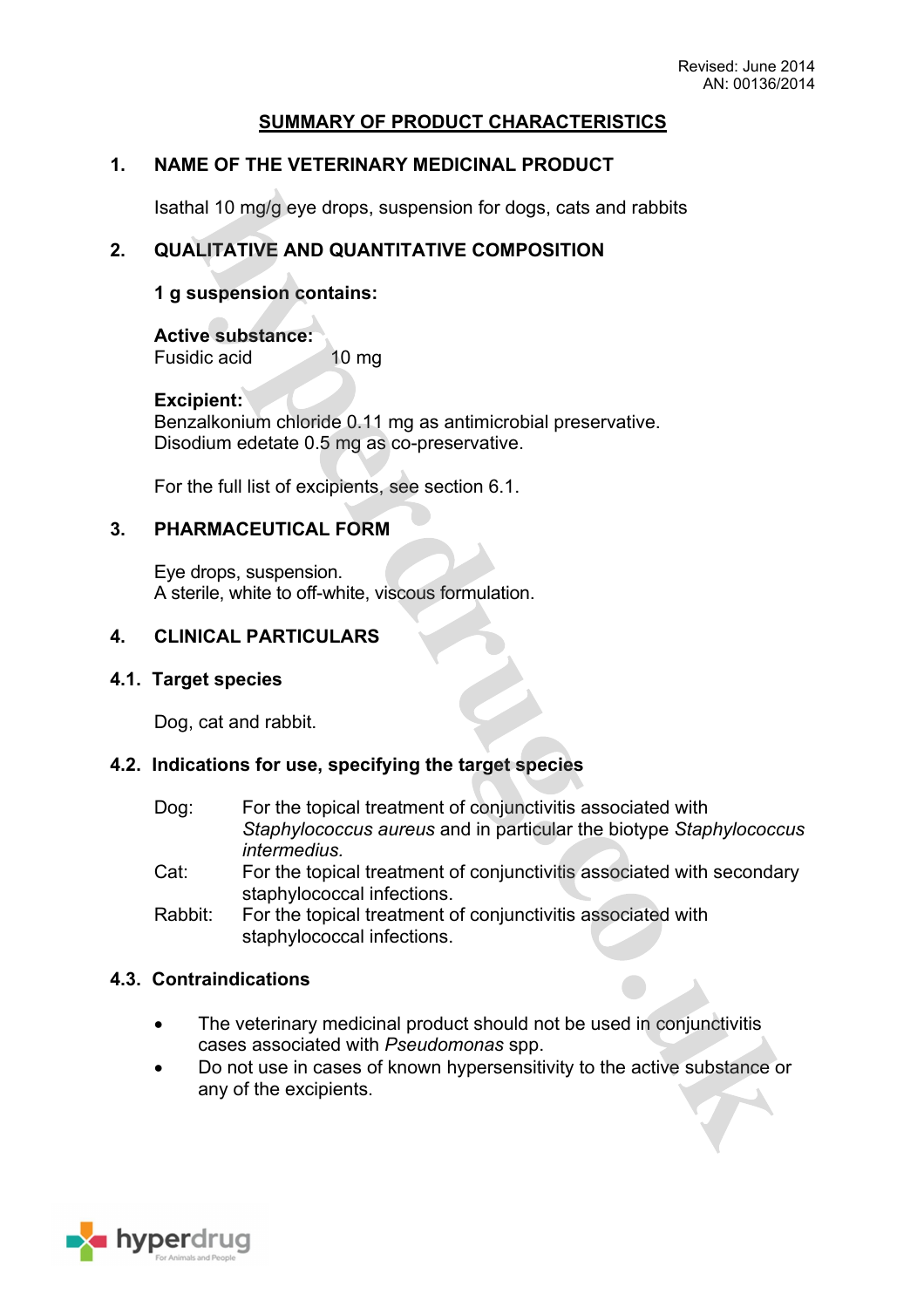Revised: June 2014
AN: 00136/2014

# SUMMARY OF PRODUCT CHARACTERISTICS

## 1. NAME OF THE VETERINARY MEDICINAL PRODUCT

Isathal 10 mg/g eye drops, suspension for dogs, cats and rabbits

## 2. QUALITATIVE AND QUANTITATIVE COMPOSITION

**1 g suspension contains:**

**Active substance:**
Fusidic acid 10 mg

**Excipient:**
Benzalkonium chloride 0.11 mg as antimicrobial preservative.
Disodium edetate 0.5 mg as co-preservative.

For the full list of excipients, see section 6.1.

## 3. PHARMACEUTICAL FORM

Eye drops, suspension.
A sterile, white to off-white, viscous formulation.

## 4. CLINICAL PARTICULARS

### 4.1. Target species

Dog, cat and rabbit.

### 4.2. Indications for use, specifying the target species

Dog: For the topical treatment of conjunctivitis associated with *Staphylococcus aureus* and in particular the biotype *Staphylococcus intermedius.*

Cat: For the topical treatment of conjunctivitis associated with secondary staphylococcal infections.

Rabbit: For the topical treatment of conjunctivitis associated with staphylococcal infections.

### 4.3. Contraindications

- The veterinary medicinal product should not be used in conjunctivitis cases associated with *Pseudomonas* spp.
- Do not use in cases of known hypersensitivity to the active substance or any of the excipients.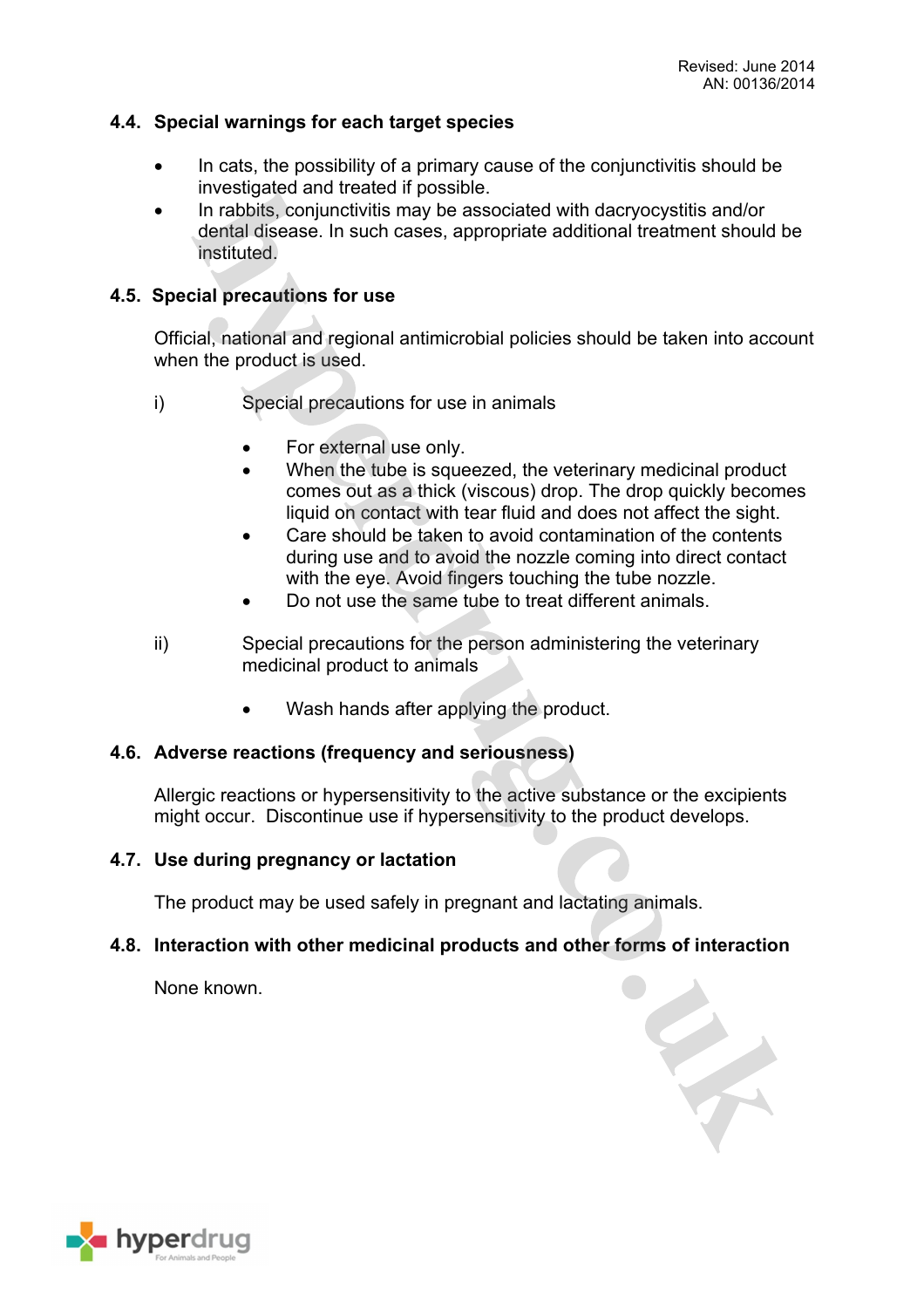### 4.4. Special warnings for each target species

- In cats, the possibility of a primary cause of the conjunctivitis should be investigated and treated if possible.
- In rabbits, conjunctivitis may be associated with dacryocystitis and/or dental disease. In such cases, appropriate additional treatment should be instituted.

### 4.5. Special precautions for use

Official, national and regional antimicrobial policies should be taken into account when the product is used.

i) Special precautions for use in animals

- For external use only.
- When the tube is squeezed, the veterinary medicinal product comes out as a thick (viscous) drop. The drop quickly becomes liquid on contact with tear fluid and does not affect the sight.
- Care should be taken to avoid contamination of the contents during use and to avoid the nozzle coming into direct contact with the eye. Avoid fingers touching the tube nozzle.
- Do not use the same tube to treat different animals.

ii) Special precautions for the person administering the veterinary medicinal product to animals

- Wash hands after applying the product.

### 4.6. Adverse reactions (frequency and seriousness)

Allergic reactions or hypersensitivity to the active substance or the excipients might occur. Discontinue use if hypersensitivity to the product develops.

### 4.7. Use during pregnancy or lactation

The product may be used safely in pregnant and lactating animals.

### 4.8. Interaction with other medicinal products and other forms of interaction

None known.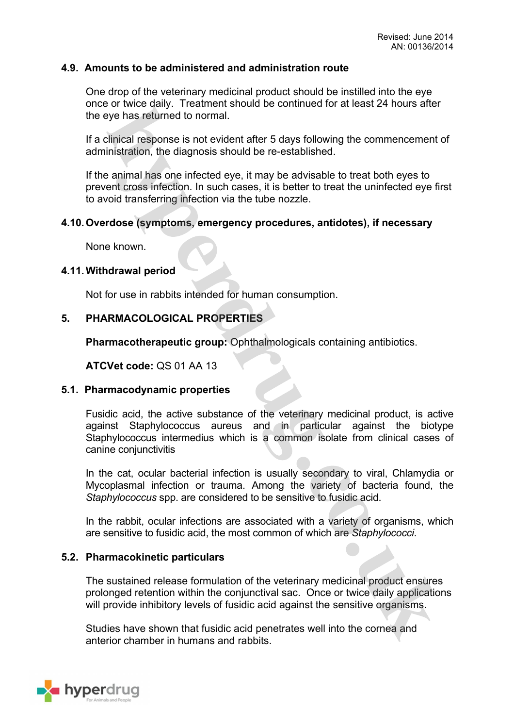### 4.9. Amounts to be administered and administration route

One drop of the veterinary medicinal product should be instilled into the eye once or twice daily. Treatment should be continued for at least 24 hours after the eye has returned to normal.

If a clinical response is not evident after 5 days following the commencement of administration, the diagnosis should be re-established.

If the animal has one infected eye, it may be advisable to treat both eyes to prevent cross infection. In such cases, it is better to treat the uninfected eye first to avoid transferring infection via the tube nozzle.

### 4.10. Overdose (symptoms, emergency procedures, antidotes), if necessary

None known.

### 4.11. Withdrawal period

Not for use in rabbits intended for human consumption.

## 5. PHARMACOLOGICAL PROPERTIES

**Pharmacotherapeutic group:** Ophthalmologicals containing antibiotics.

**ATCVet code:** QS 01 AA 13

### 5.1. Pharmacodynamic properties

Fusidic acid, the active substance of the veterinary medicinal product, is active against Staphylococcus aureus and in particular against the biotype Staphylococcus intermedius which is a common isolate from clinical cases of canine conjunctivitis

In the cat, ocular bacterial infection is usually secondary to viral, Chlamydia or Mycoplasmal infection or trauma. Among the variety of bacteria found, the *Staphylococcus* spp. are considered to be sensitive to fusidic acid.

In the rabbit, ocular infections are associated with a variety of organisms, which are sensitive to fusidic acid, the most common of which are *Staphylococci*.

### 5.2. Pharmacokinetic particulars

The sustained release formulation of the veterinary medicinal product ensures prolonged retention within the conjunctival sac. Once or twice daily applications will provide inhibitory levels of fusidic acid against the sensitive organisms.

Studies have shown that fusidic acid penetrates well into the cornea and anterior chamber in humans and rabbits.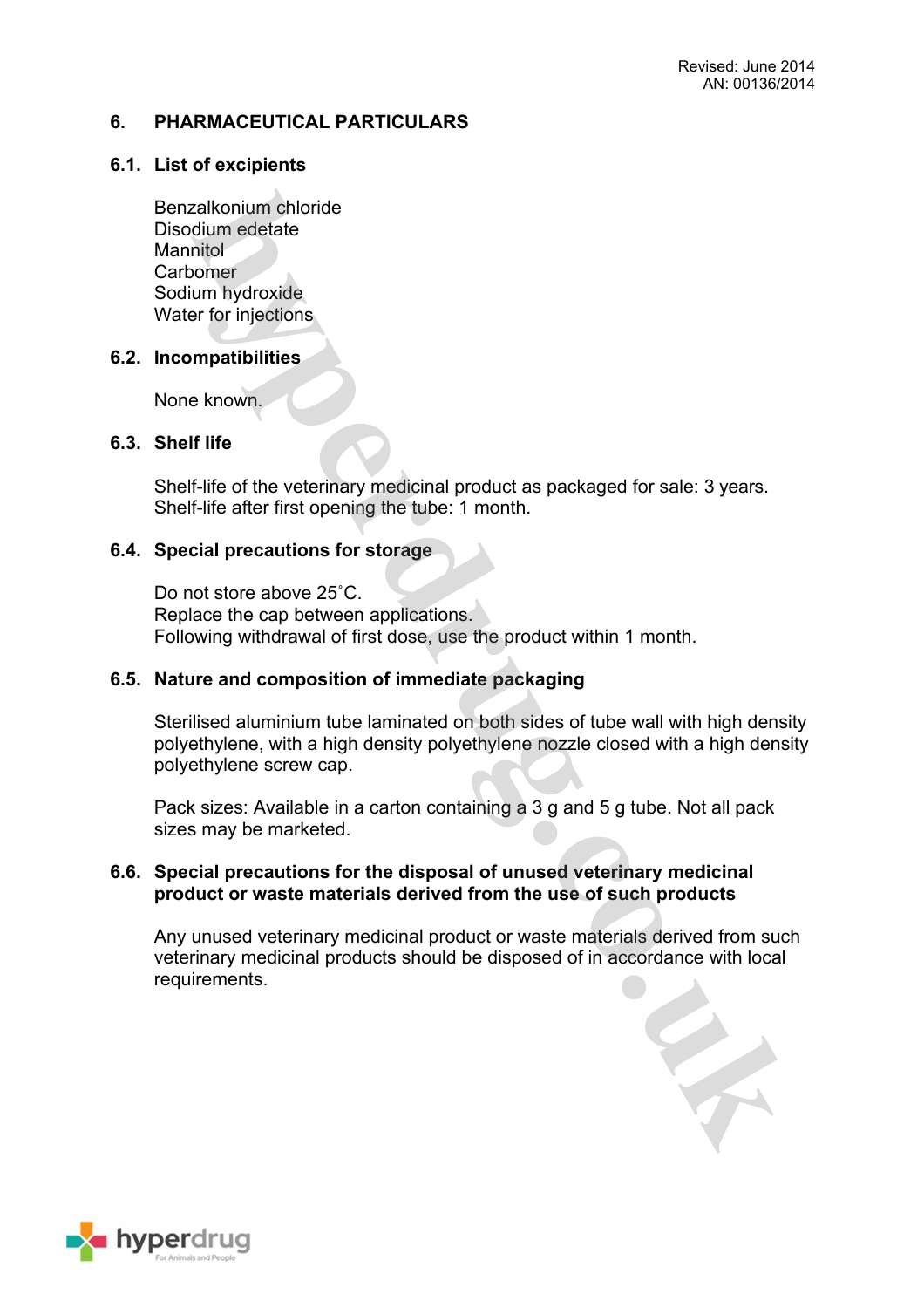## 6. PHARMACEUTICAL PARTICULARS

### 6.1. List of excipients

Benzalkonium chloride
Disodium edetate
Mannitol
Carbomer
Sodium hydroxide
Water for injections

### 6.2. Incompatibilities

None known.

### 6.3. Shelf life

Shelf-life of the veterinary medicinal product as packaged for sale: 3 years.
Shelf-life after first opening the tube: 1 month.

### 6.4. Special precautions for storage

Do not store above 25˚C.
Replace the cap between applications.
Following withdrawal of first dose, use the product within 1 month.

### 6.5. Nature and composition of immediate packaging

Sterilised aluminium tube laminated on both sides of tube wall with high density polyethylene, with a high density polyethylene nozzle closed with a high density polyethylene screw cap.

Pack sizes: Available in a carton containing a 3 g and 5 g tube. Not all pack sizes may be marketed.

### 6.6. Special precautions for the disposal of unused veterinary medicinal product or waste materials derived from the use of such products

Any unused veterinary medicinal product or waste materials derived from such veterinary medicinal products should be disposed of in accordance with local requirements.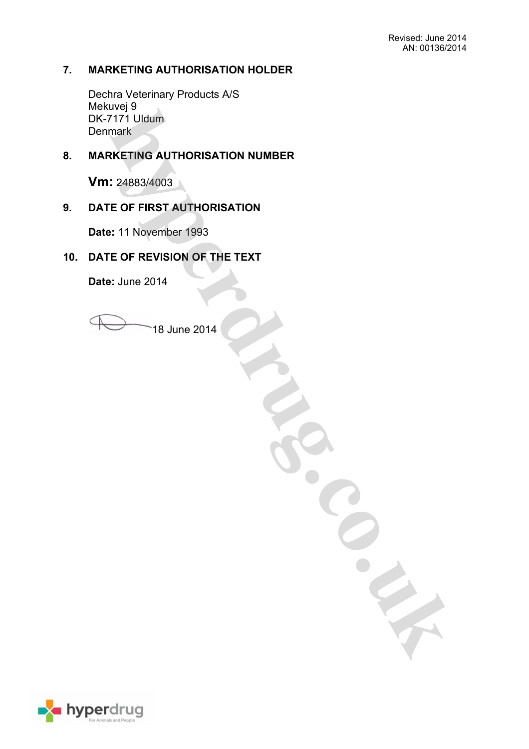## 7. MARKETING AUTHORISATION HOLDER

Dechra Veterinary Products A/S
Mekuvej 9
DK-7171 Uldum
Denmark

## 8. MARKETING AUTHORISATION NUMBER

**Vm:** 24883/4003

## 9. DATE OF FIRST AUTHORISATION

**Date:** 11 November 1993

## 10. DATE OF REVISION OF THE TEXT

**Date:** June 2014

18 June 2014